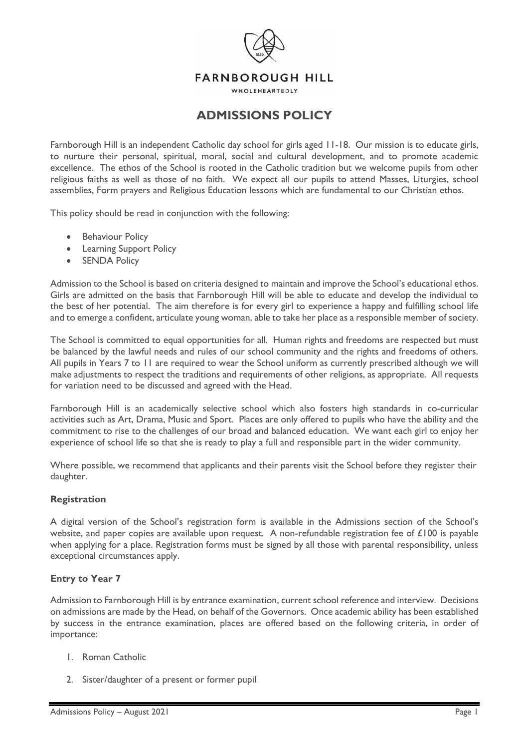FARNBOROUGH HILL

WHOLEHEARTEDLY

# ADMISSIONS POLICY

Farnborough Hill is an independent Catholic day school for girls aged 11-18. Our mission is to educate girls, to nurture their personal, spiritual, moral, social and cultural development, and to promote academic excellence. The ethos of the School is rooted in the Catholic tradition but we welcome pupils from other religious faiths as well as those of no faith. We expect all our pupils to attend Masses, Liturgies, school assemblies, Form prayers and Religious Education lessons which are fundamental to our Christian ethos.

This policy should be read in conjunction with the following:

- Behaviour Policy
- Learning Support Policy
- SENDA Policy

Admission to the School is based on criteria designed to maintain and improve the School's educational ethos. Girls are admitted on the basis that Farnborough Hill will be able to educate and develop the individual to the best of her potential. The aim therefore is for every girl to experience a happy and fulfilling school life and to emerge a confident, articulate young woman, able to take her place as a responsible member of society.

The School is committed to equal opportunities for all. Human rights and freedoms are respected but must be balanced by the lawful needs and rules of our school community and the rights and freedoms of others. All pupils in Years 7 to 11 are required to wear the School uniform as currently prescribed although we will make adjustments to respect the traditions and requirements of other religions, as appropriate. All requests for variation need to be discussed and agreed with the Head.

Farnborough Hill is an academically selective school which also fosters high standards in co-curricular activities such as Art, Drama, Music and Sport. Places are only offered to pupils who have the ability and the commitment to rise to the challenges of our broad and balanced education. We want each girl to enjoy her experience of school life so that she is ready to play a full and responsible part in the wider community.

Where possible, we recommend that applicants and their parents visit the School before they register their daughter.

### Registration

A digital version of the School's registration form is available in the Admissions section of the School's website, and paper copies are available upon request. A non-refundable registration fee of £100 is payable when applying for a place. Registration forms must be signed by all those with parental responsibility, unless exceptional circumstances apply.

### Entry to Year 7

Admission to Farnborough Hill is by entrance examination, current school reference and interview. Decisions on admissions are made by the Head, on behalf of the Governors. Once academic ability has been established by success in the entrance examination, places are offered based on the following criteria, in order of importance:

1. Roman Catholic
2. Sister/daughter of a present or former pupil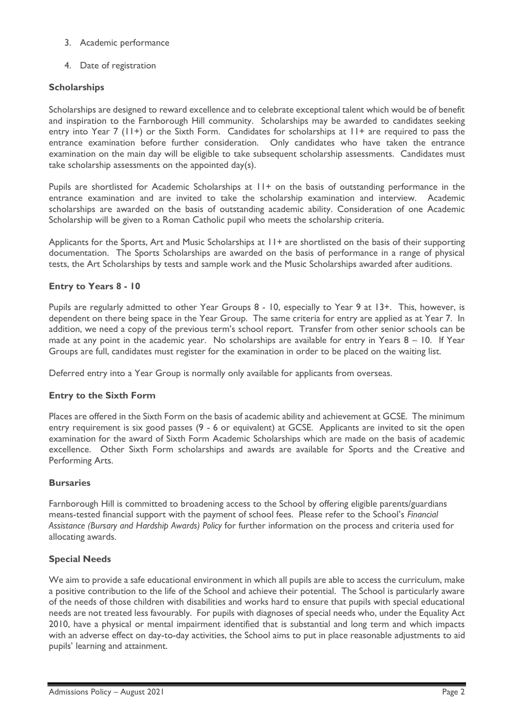3. Academic performance
4. Date of registration

### Scholarships

Scholarships are designed to reward excellence and to celebrate exceptional talent which would be of benefit and inspiration to the Farnborough Hill community. Scholarships may be awarded to candidates seeking entry into Year 7 (11+) or the Sixth Form. Candidates for scholarships at 11+ are required to pass the entrance examination before further consideration. Only candidates who have taken the entrance examination on the main day will be eligible to take subsequent scholarship assessments. Candidates must take scholarship assessments on the appointed day(s).

Pupils are shortlisted for Academic Scholarships at 11+ on the basis of outstanding performance in the entrance examination and are invited to take the scholarship examination and interview. Academic scholarships are awarded on the basis of outstanding academic ability. Consideration of one Academic Scholarship will be given to a Roman Catholic pupil who meets the scholarship criteria.

Applicants for the Sports, Art and Music Scholarships at 11+ are shortlisted on the basis of their supporting documentation. The Sports Scholarships are awarded on the basis of performance in a range of physical tests, the Art Scholarships by tests and sample work and the Music Scholarships awarded after auditions.

### Entry to Years 8 - 10

Pupils are regularly admitted to other Year Groups 8 - 10, especially to Year 9 at 13+. This, however, is dependent on there being space in the Year Group. The same criteria for entry are applied as at Year 7. In addition, we need a copy of the previous term's school report. Transfer from other senior schools can be made at any point in the academic year. No scholarships are available for entry in Years 8 – 10. If Year Groups are full, candidates must register for the examination in order to be placed on the waiting list.

Deferred entry into a Year Group is normally only available for applicants from overseas.

### Entry to the Sixth Form

Places are offered in the Sixth Form on the basis of academic ability and achievement at GCSE. The minimum entry requirement is six good passes (9 - 6 or equivalent) at GCSE. Applicants are invited to sit the open examination for the award of Sixth Form Academic Scholarships which are made on the basis of academic excellence. Other Sixth Form scholarships and awards are available for Sports and the Creative and Performing Arts.

### Bursaries

Farnborough Hill is committed to broadening access to the School by offering eligible parents/guardians means-tested financial support with the payment of school fees. Please refer to the School's *Financial Assistance (Bursary and Hardship Awards) Policy* for further information on the process and criteria used for allocating awards.

### Special Needs

We aim to provide a safe educational environment in which all pupils are able to access the curriculum, make a positive contribution to the life of the School and achieve their potential. The School is particularly aware of the needs of those children with disabilities and works hard to ensure that pupils with special educational needs are not treated less favourably. For pupils with diagnoses of special needs who, under the Equality Act 2010, have a physical or mental impairment identified that is substantial and long term and which impacts with an adverse effect on day-to-day activities, the School aims to put in place reasonable adjustments to aid pupils' learning and attainment.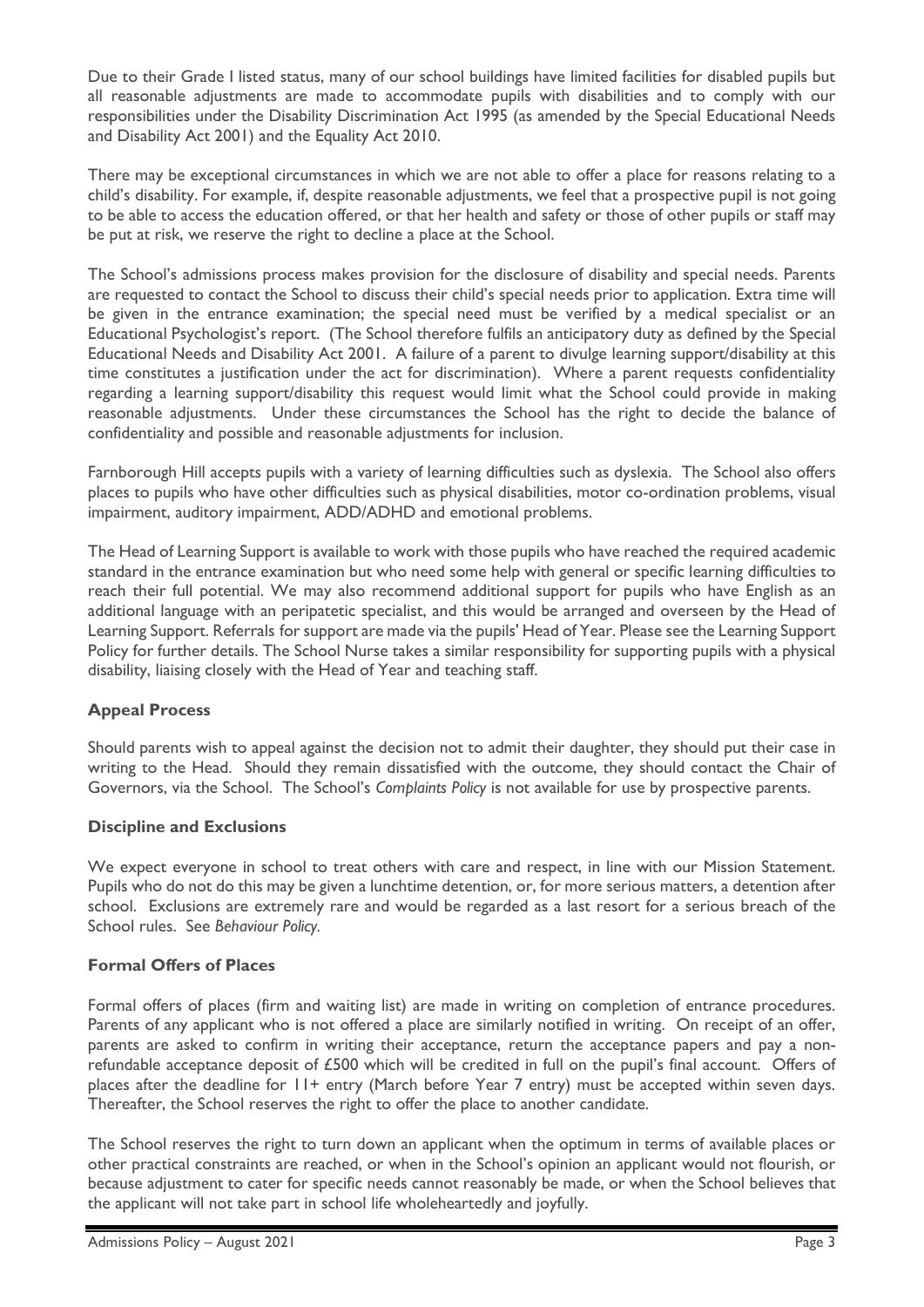Due to their Grade I listed status, many of our school buildings have limited facilities for disabled pupils but all reasonable adjustments are made to accommodate pupils with disabilities and to comply with our responsibilities under the Disability Discrimination Act 1995 (as amended by the Special Educational Needs and Disability Act 2001) and the Equality Act 2010.

There may be exceptional circumstances in which we are not able to offer a place for reasons relating to a child's disability. For example, if, despite reasonable adjustments, we feel that a prospective pupil is not going to be able to access the education offered, or that her health and safety or those of other pupils or staff may be put at risk, we reserve the right to decline a place at the School.

The School's admissions process makes provision for the disclosure of disability and special needs. Parents are requested to contact the School to discuss their child's special needs prior to application. Extra time will be given in the entrance examination; the special need must be verified by a medical specialist or an Educational Psychologist's report. (The School therefore fulfils an anticipatory duty as defined by the Special Educational Needs and Disability Act 2001. A failure of a parent to divulge learning support/disability at this time constitutes a justification under the act for discrimination). Where a parent requests confidentiality regarding a learning support/disability this request would limit what the School could provide in making reasonable adjustments. Under these circumstances the School has the right to decide the balance of confidentiality and possible and reasonable adjustments for inclusion.

Farnborough Hill accepts pupils with a variety of learning difficulties such as dyslexia. The School also offers places to pupils who have other difficulties such as physical disabilities, motor co-ordination problems, visual impairment, auditory impairment, ADD/ADHD and emotional problems.

The Head of Learning Support is available to work with those pupils who have reached the required academic standard in the entrance examination but who need some help with general or specific learning difficulties to reach their full potential. We may also recommend additional support for pupils who have English as an additional language with an peripatetic specialist, and this would be arranged and overseen by the Head of Learning Support. Referrals for support are made via the pupils' Head of Year. Please see the Learning Support Policy for further details. The School Nurse takes a similar responsibility for supporting pupils with a physical disability, liaising closely with the Head of Year and teaching staff.

### Appeal Process

Should parents wish to appeal against the decision not to admit their daughter, they should put their case in writing to the Head. Should they remain dissatisfied with the outcome, they should contact the Chair of Governors, via the School. The School's *Complaints Policy* is not available for use by prospective parents.

### Discipline and Exclusions

We expect everyone in school to treat others with care and respect, in line with our Mission Statement. Pupils who do not do this may be given a lunchtime detention, or, for more serious matters, a detention after school. Exclusions are extremely rare and would be regarded as a last resort for a serious breach of the School rules. See *Behaviour Policy*.

### Formal Offers of Places

Formal offers of places (firm and waiting list) are made in writing on completion of entrance procedures. Parents of any applicant who is not offered a place are similarly notified in writing. On receipt of an offer, parents are asked to confirm in writing their acceptance, return the acceptance papers and pay a non-refundable acceptance deposit of £500 which will be credited in full on the pupil's final account. Offers of places after the deadline for 11+ entry (March before Year 7 entry) must be accepted within seven days. Thereafter, the School reserves the right to offer the place to another candidate.

The School reserves the right to turn down an applicant when the optimum in terms of available places or other practical constraints are reached, or when in the School's opinion an applicant would not flourish, or because adjustment to cater for specific needs cannot reasonably be made, or when the School believes that the applicant will not take part in school life wholeheartedly and joyfully.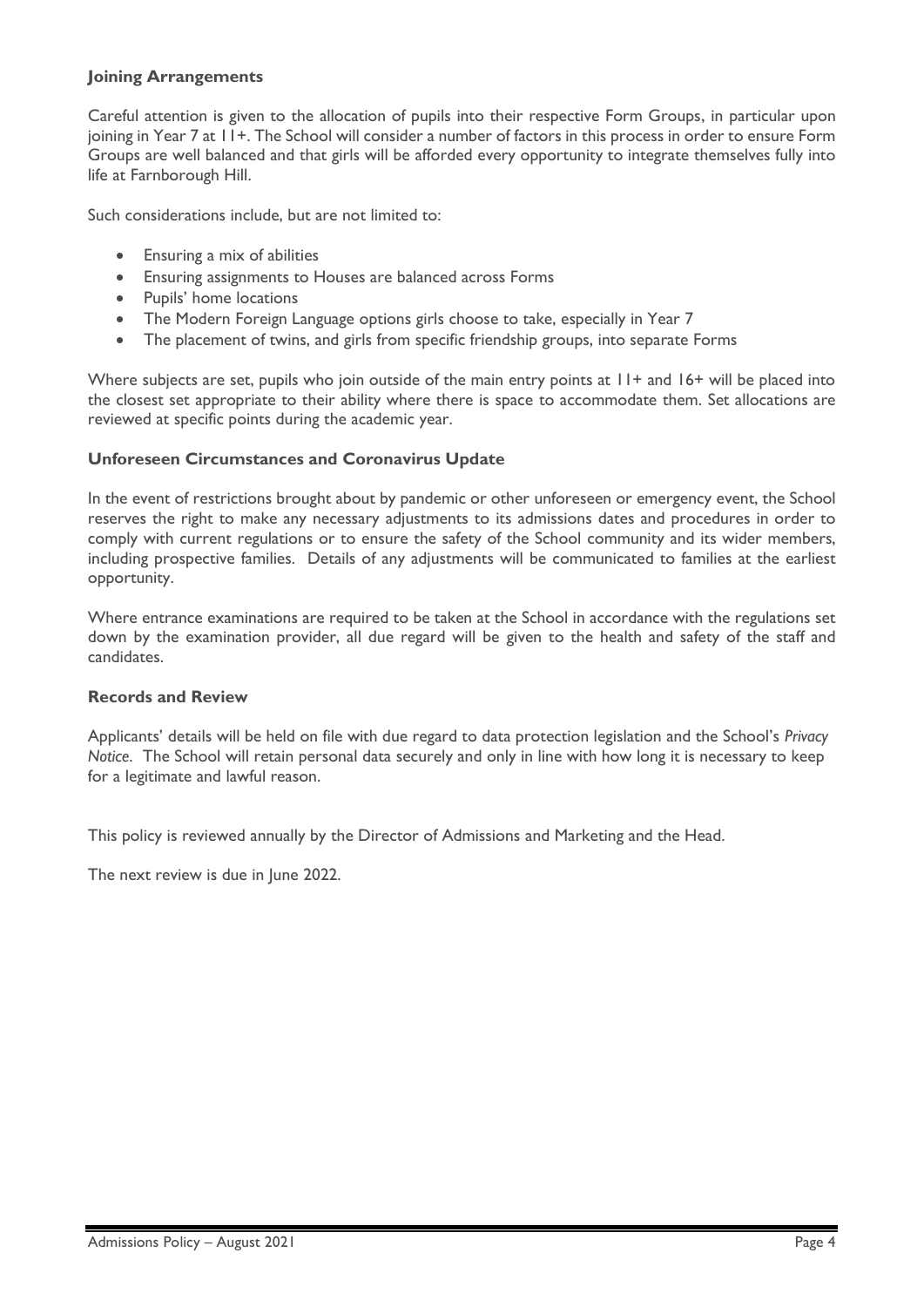**Joining Arrangements**

Careful attention is given to the allocation of pupils into their respective Form Groups, in particular upon joining in Year 7 at 11+. The School will consider a number of factors in this process in order to ensure Form Groups are well balanced and that girls will be afforded every opportunity to integrate themselves fully into life at Farnborough Hill.

Such considerations include, but are not limited to:

- Ensuring a mix of abilities
- Ensuring assignments to Houses are balanced across Forms
- Pupils' home locations
- The Modern Foreign Language options girls choose to take, especially in Year 7
- The placement of twins, and girls from specific friendship groups, into separate Forms

Where subjects are set, pupils who join outside of the main entry points at 11+ and 16+ will be placed into the closest set appropriate to their ability where there is space to accommodate them. Set allocations are reviewed at specific points during the academic year.

**Unforeseen Circumstances and Coronavirus Update**

In the event of restrictions brought about by pandemic or other unforeseen or emergency event, the School reserves the right to make any necessary adjustments to its admissions dates and procedures in order to comply with current regulations or to ensure the safety of the School community and its wider members, including prospective families. Details of any adjustments will be communicated to families at the earliest opportunity.

Where entrance examinations are required to be taken at the School in accordance with the regulations set down by the examination provider, all due regard will be given to the health and safety of the staff and candidates.

**Records and Review**

Applicants' details will be held on file with due regard to data protection legislation and the School's *Privacy Notice*. The School will retain personal data securely and only in line with how long it is necessary to keep for a legitimate and lawful reason.

This policy is reviewed annually by the Director of Admissions and Marketing and the Head.

The next review is due in June 2022.